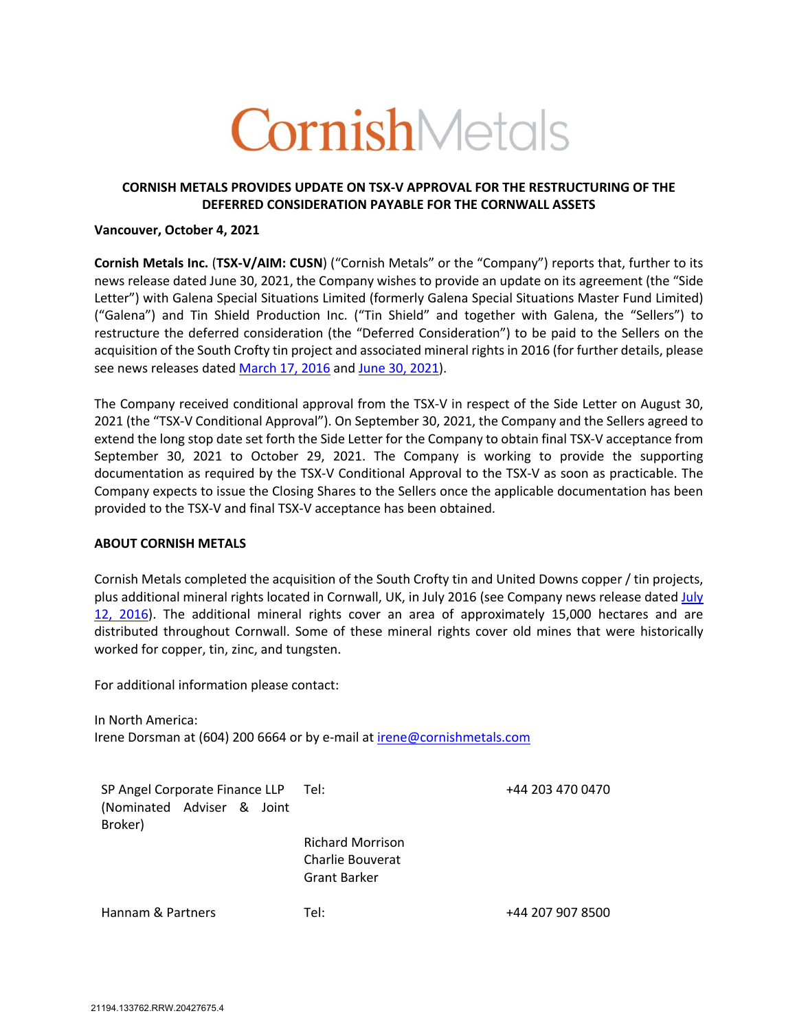# CornishMetals

## CORNISH METALS PROVIDES UPDATE ON TSX-V APPROVAL FOR THE RESTRUCTURING OF THE DEFERRED CONSIDERATION PAYABLE FOR THE CORNWALL ASSETS

**Vancouver, October 4, 2021**

**Cornish Metals Inc.** (**TSX-V/AIM: CUSN**) ("Cornish Metals" or the "Company") reports that, further to its news release dated June 30, 2021, the Company wishes to provide an update on its agreement (the "Side Letter") with Galena Special Situations Limited (formerly Galena Special Situations Master Fund Limited) ("Galena") and Tin Shield Production Inc. ("Tin Shield" and together with Galena, the "Sellers") to restructure the deferred consideration (the "Deferred Consideration") to be paid to the Sellers on the acquisition of the South Crofty tin project and associated mineral rights in 2016 (for further details, please see news releases dated March 17, 2016 and June 30, 2021).

The Company received conditional approval from the TSX-V in respect of the Side Letter on August 30, 2021 (the "TSX-V Conditional Approval"). On September 30, 2021, the Company and the Sellers agreed to extend the long stop date set forth the Side Letter for the Company to obtain final TSX-V acceptance from September 30, 2021 to October 29, 2021. The Company is working to provide the supporting documentation as required by the TSX-V Conditional Approval to the TSX-V as soon as practicable. The Company expects to issue the Closing Shares to the Sellers once the applicable documentation has been provided to the TSX-V and final TSX-V acceptance has been obtained.

**ABOUT CORNISH METALS**

Cornish Metals completed the acquisition of the South Crofty tin and United Downs copper / tin projects, plus additional mineral rights located in Cornwall, UK, in July 2016 (see Company news release dated July 12, 2016). The additional mineral rights cover an area of approximately 15,000 hectares and are distributed throughout Cornwall. Some of these mineral rights cover old mines that were historically worked for copper, tin, zinc, and tungsten.

For additional information please contact:

In North America:
Irene Dorsman at (604) 200 6664 or by e-mail at irene@cornishmetals.com

| | | |
|---|---|---|
| SP Angel Corporate Finance LLP (Nominated Adviser & Joint Broker) | Tel: | +44 203 470 0470 |
| | Richard Morrison<br>Charlie Bouverat<br>Grant Barker | |
| Hannam & Partners | Tel: | +44 207 907 8500 |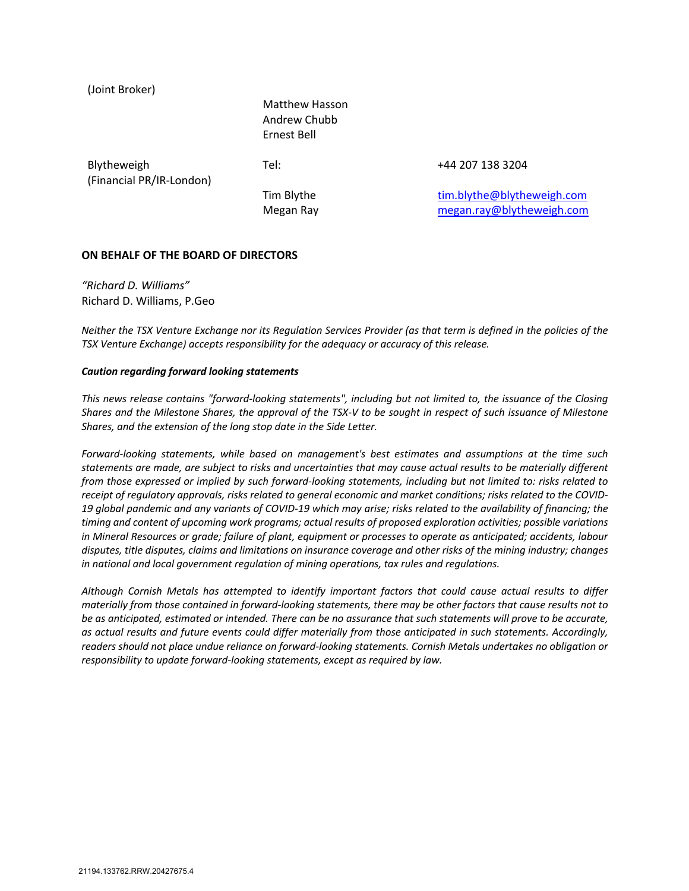(Joint Broker)

| | | |
|---|---|---|
| | Matthew Hasson<br>Andrew Chubb<br>Ernest Bell | |
| Blytheweigh<br>(Financial PR/IR-London) | Tel: | +44 207 138 3204 |
| | Tim Blythe<br>Megan Ray | tim.blythe@blytheweigh.com<br>megan.ray@blytheweigh.com |

**ON BEHALF OF THE BOARD OF DIRECTORS**

*"Richard D. Williams"*
Richard D. Williams, P.Geo

*Neither the TSX Venture Exchange nor its Regulation Services Provider (as that term is defined in the policies of the TSX Venture Exchange) accepts responsibility for the adequacy or accuracy of this release.*

***Caution regarding forward looking statements***

*This news release contains "forward-looking statements", including but not limited to, the issuance of the Closing Shares and the Milestone Shares, the approval of the TSX-V to be sought in respect of such issuance of Milestone Shares, and the extension of the long stop date in the Side Letter.*

*Forward-looking statements, while based on management's best estimates and assumptions at the time such statements are made, are subject to risks and uncertainties that may cause actual results to be materially different from those expressed or implied by such forward-looking statements, including but not limited to: risks related to receipt of regulatory approvals, risks related to general economic and market conditions; risks related to the COVID-19 global pandemic and any variants of COVID-19 which may arise; risks related to the availability of financing; the timing and content of upcoming work programs; actual results of proposed exploration activities; possible variations in Mineral Resources or grade; failure of plant, equipment or processes to operate as anticipated; accidents, labour disputes, title disputes, claims and limitations on insurance coverage and other risks of the mining industry; changes in national and local government regulation of mining operations, tax rules and regulations.*

*Although Cornish Metals has attempted to identify important factors that could cause actual results to differ materially from those contained in forward-looking statements, there may be other factors that cause results not to be as anticipated, estimated or intended. There can be no assurance that such statements will prove to be accurate, as actual results and future events could differ materially from those anticipated in such statements. Accordingly, readers should not place undue reliance on forward-looking statements. Cornish Metals undertakes no obligation or responsibility to update forward-looking statements, except as required by law.*

21194.133762.RRW.20427675.4